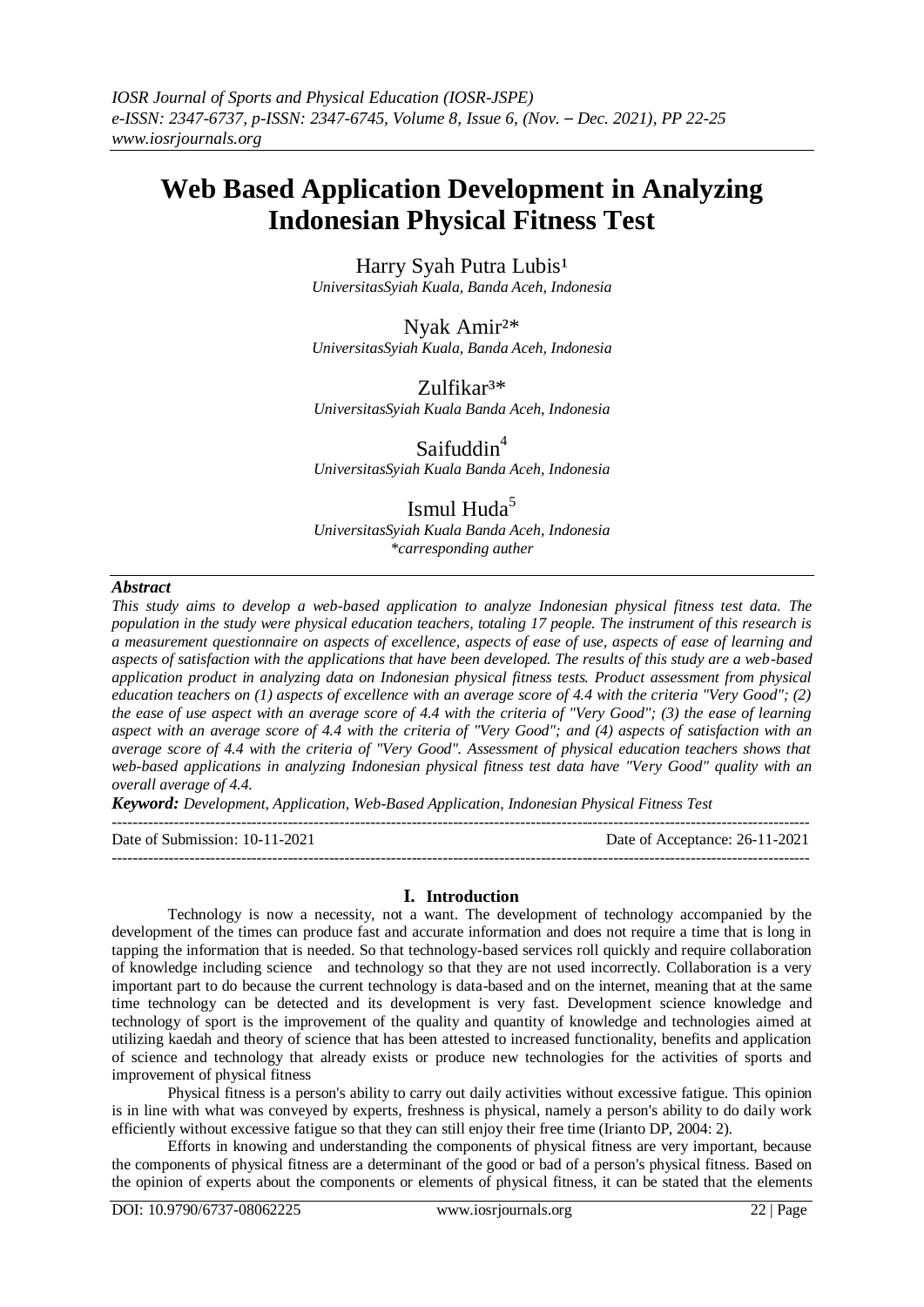# Web Based Application Development in Analyzing Indonesian Physical Fitness Test

Harry Syah Putra Lubis[1]
*UniversitasSyiah Kuala, Banda Aceh, Indonesia*

Nyak Amir[2]*
*UniversitasSyiah Kuala, Banda Aceh, Indonesia*

Zulfikar[3]*
*UniversitasSyiah Kuala Banda Aceh, Indonesia*

Saifuddin[4]
*UniversitasSyiah Kuala Banda Aceh, Indonesia*

Ismul Huda[5]
*UniversitasSyiah Kuala Banda Aceh, Indonesia*
*\*carresponding auther*

***Abstract***

*This study aims to develop a web-based application to analyze Indonesian physical fitness test data. The population in the study were physical education teachers, totaling 17 people. The instrument of this research is a measurement questionnaire on aspects of excellence, aspects of ease of use, aspects of ease of learning and aspects of satisfaction with the applications that have been developed. The results of this study are a web-based application product in analyzing data on Indonesian physical fitness tests. Product assessment from physical education teachers on (1) aspects of excellence with an average score of 4.4 with the criteria "Very Good"; (2) the ease of use aspect with an average score of 4.4 with the criteria of "Very Good"; (3) the ease of learning aspect with an average score of 4.4 with the criteria of "Very Good"; and (4) aspects of satisfaction with an average score of 4.4 with the criteria of "Very Good". Assessment of physical education teachers shows that web-based applications in analyzing Indonesian physical fitness test data have "Very Good" quality with an overall average of 4.4.*

***Keyword:*** *Development, Application, Web-Based Application, Indonesian Physical Fitness Test*

---

Date of Submission: 10-11-2021 Date of Acceptance: 26-11-2021

---

## I. Introduction

Technology is now a necessity, not a want. The development of technology accompanied by the development of the times can produce fast and accurate information and does not require a time that is long in tapping the information that is needed. So that technology-based services roll quickly and require collaboration of knowledge including science and technology so that they are not used incorrectly. Collaboration is a very important part to do because the current technology is data-based and on the internet, meaning that at the same time technology can be detected and its development is very fast. Development science knowledge and technology of sport is the improvement of the quality and quantity of knowledge and technologies aimed at utilizing kaedah and theory of science that has been attested to increased functionality, benefits and application of science and technology that already exists or produce new technologies for the activities of sports and improvement of physical fitness

Physical fitness is a person's ability to carry out daily activities without excessive fatigue. This opinion is in line with what was conveyed by experts, freshness is physical, namely a person's ability to do daily work efficiently without excessive fatigue so that they can still enjoy their free time (Irianto DP, 2004: 2).

Efforts in knowing and understanding the components of physical fitness are very important, because the components of physical fitness are a determinant of the good or bad of a person's physical fitness. Based on the opinion of experts about the components or elements of physical fitness, it can be stated that the elements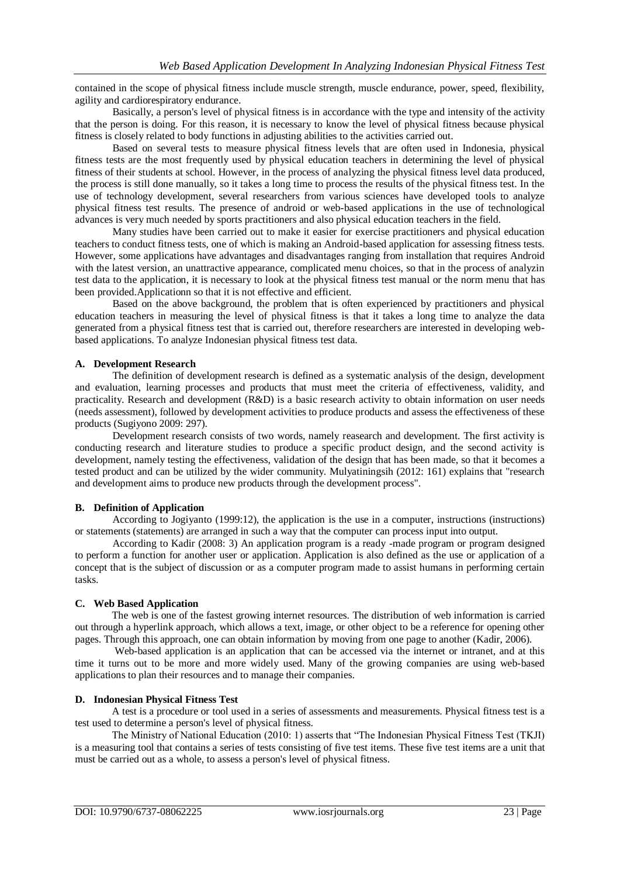contained in the scope of physical fitness include muscle strength, muscle endurance, power, speed, flexibility, agility and cardiorespiratory endurance.

Basically, a person's level of physical fitness is in accordance with the type and intensity of the activity that the person is doing. For this reason, it is necessary to know the level of physical fitness because physical fitness is closely related to body functions in adjusting abilities to the activities carried out.

Based on several tests to measure physical fitness levels that are often used in Indonesia, physical fitness tests are the most frequently used by physical education teachers in determining the level of physical fitness of their students at school. However, in the process of analyzing the physical fitness level data produced, the process is still done manually, so it takes a long time to process the results of the physical fitness test. In the use of technology development, several researchers from various sciences have developed tools to analyze physical fitness test results. The presence of android or web-based applications in the use of technological advances is very much needed by sports practitioners and also physical education teachers in the field.

Many studies have been carried out to make it easier for exercise practitioners and physical education teachers to conduct fitness tests, one of which is making an Android-based application for assessing fitness tests. However, some applications have advantages and disadvantages ranging from installation that requires Android with the latest version, an unattractive appearance, complicated menu choices, so that in the process of analyzin test data to the application, it is necessary to look at the physical fitness test manual or the norm menu that has been provided.Applicationn so that it is not effective and efficient.

Based on the above background, the problem that is often experienced by practitioners and physical education teachers in measuring the level of physical fitness is that it takes a long time to analyze the data generated from a physical fitness test that is carried out, therefore researchers are interested in developing web-based applications. To analyze Indonesian physical fitness test data.

### A. Development Research

The definition of development research is defined as a systematic analysis of the design, development and evaluation, learning processes and products that must meet the criteria of effectiveness, validity, and practicality. Research and development (R&D) is a basic research activity to obtain information on user needs (needs assessment), followed by development activities to produce products and assess the effectiveness of these products (Sugiyono 2009: 297).

Development research consists of two words, namely reasearch and development. The first activity is conducting research and literature studies to produce a specific product design, and the second activity is development, namely testing the effectiveness, validation of the design that has been made, so that it becomes a tested product and can be utilized by the wider community. Mulyatiningsih (2012: 161) explains that "research and development aims to produce new products through the development process".

### B. Definition of Application

According to Jogiyanto (1999:12), the application is the use in a computer, instructions (instructions) or statements (statements) are arranged in such a way that the computer can process input into output.

According to Kadir (2008: 3) An application program is a ready -made program or program designed to perform a function for another user or application. Application is also defined as the use or application of a concept that is the subject of discussion or as a computer program made to assist humans in performing certain tasks.

### C. Web Based Application

The web is one of the fastest growing internet resources. The distribution of web information is carried out through a hyperlink approach, which allows a text, image, or other object to be a reference for opening other pages. Through this approach, one can obtain information by moving from one page to another (Kadir, 2006).

Web-based application is an application that can be accessed via the internet or intranet, and at this time it turns out to be more and more widely used. Many of the growing companies are using web-based applications to plan their resources and to manage their companies.

### D. Indonesian Physical Fitness Test

A test is a procedure or tool used in a series of assessments and measurements. Physical fitness test is a test used to determine a person's level of physical fitness.

The Ministry of National Education (2010: 1) asserts that "The Indonesian Physical Fitness Test (TKJI) is a measuring tool that contains a series of tests consisting of five test items. These five test items are a unit that must be carried out as a whole, to assess a person's level of physical fitness.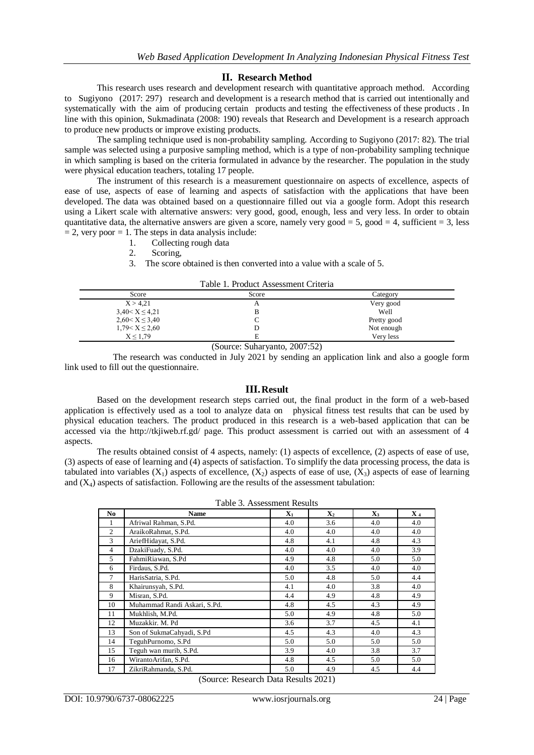## II. Research Method

This research uses research and development research with quantitative approach method. According to Sugiyono (2017: 297) research and development is a research method that is carried out intentionally and systematically with the aim of producing certain products and testing the effectiveness of these products . In line with this opinion, Sukmadinata (2008: 190) reveals that Research and Development is a research approach to produce new products or improve existing products.

The sampling technique used is non-probability sampling. According to Sugiyono (2017: 82). The trial sample was selected using a purposive sampling method, which is a type of non-probability sampling technique in which sampling is based on the criteria formulated in advance by the researcher. The population in the study were physical education teachers, totaling 17 people.

The instrument of this research is a measurement questionnaire on aspects of excellence, aspects of ease of use, aspects of ease of learning and aspects of satisfaction with the applications that have been developed. The data was obtained based on a questionnaire filled out via a google form. Adopt this research using a Likert scale with alternative answers: very good, good, enough, less and very less. In order to obtain quantitative data, the alternative answers are given a score, namely very good = 5, good = 4, sufficient = 3, less = 2, very poor = 1. The steps in data analysis include:

1. Collecting rough data
2. Scoring,
3. The score obtained is then converted into a value with a scale of 5.

Table 1. Product Assessment Criteria

| Score | Score | Category |
|---|---|---|
| $X > 4{,}21$ | A | Very good |
| $3{,}40 < X \leq 4{,}21$ | B | Well |
| $2{,}60 < X \leq 3{,}40$ | C | Pretty good |
| $1{,}79 < X \leq 2{,}60$ | D | Not enough |
| $X \leq 1{,}79$ | E | Very less |

(Source: Suharyanto, 2007:52)

The research was conducted in July 2021 by sending an application link and also a google form link used to fill out the questionnaire.

## III. Result

Based on the development research steps carried out, the final product in the form of a web-based application is effectively used as a tool to analyze data on physical fitness test results that can be used by physical education teachers. The product produced in this research is a web-based application that can be accessed via the http://tkjiweb.rf.gd/ page. This product assessment is carried out with an assessment of 4 aspects.

The results obtained consist of 4 aspects, namely: (1) aspects of excellence, (2) aspects of ease of use, (3) aspects of ease of learning and (4) aspects of satisfaction. To simplify the data processing process, the data is tabulated into variables ($X_1$) aspects of excellence, ($X_2$) aspects of ease of use, ($X_3$) aspects of ease of learning and ($X_4$) aspects of satisfaction. Following are the results of the assessment tabulation:

Table 3. Assessment Results

| No | Name | $X_1$ | $X_2$ | $X_3$ | $X_4$ |
|---|---|---|---|---|---|
| 1 | Afriwal Rahman, S.Pd. | 4.0 | 3.6 | 4.0 | 4.0 |
| 2 | AraikoRahmat, S.Pd. | 4.0 | 4.0 | 4.0 | 4.0 |
| 3 | AriefHidayat, S.Pd. | 4.8 | 4.1 | 4.8 | 4.3 |
| 4 | DzakiFuady, S.Pd. | 4.0 | 4.0 | 4.0 | 3.9 |
| 5 | FahmiRiawan, S.Pd | 4.9 | 4.8 | 5.0 | 5.0 |
| 6 | Firdaus, S.Pd. | 4.0 | 3.5 | 4.0 | 4.0 |
| 7 | HarisSatria, S.Pd. | 5.0 | 4.8 | 5.0 | 4.4 |
| 8 | Khairunsyah, S.Pd. | 4.1 | 4.0 | 3.8 | 4.0 |
| 9 | Misran, S.Pd. | 4.4 | 4.9 | 4.8 | 4.9 |
| 10 | Muhammad Randi Askari, S.Pd. | 4.8 | 4.5 | 4.3 | 4.9 |
| 11 | Mukhlish, M.Pd. | 5.0 | 4.9 | 4.8 | 5.0 |
| 12 | Muzakkir. M. Pd | 3.6 | 3.7 | 4.5 | 4.1 |
| 13 | Son of SukmaCahyadi, S.Pd | 4.5 | 4.3 | 4.0 | 4.3 |
| 14 | TeguhPurnomo, S.Pd | 5.0 | 5.0 | 5.0 | 5.0 |
| 15 | Teguh wan murib, S.Pd. | 3.9 | 4.0 | 3.8 | 3.7 |
| 16 | WirantoArifan, S.Pd. | 4.8 | 4.5 | 5.0 | 5.0 |
| 17 | ZikriRahmanda, S.Pd. | 5.0 | 4.9 | 4.5 | 4.4 |

(Source: Research Data Results 2021)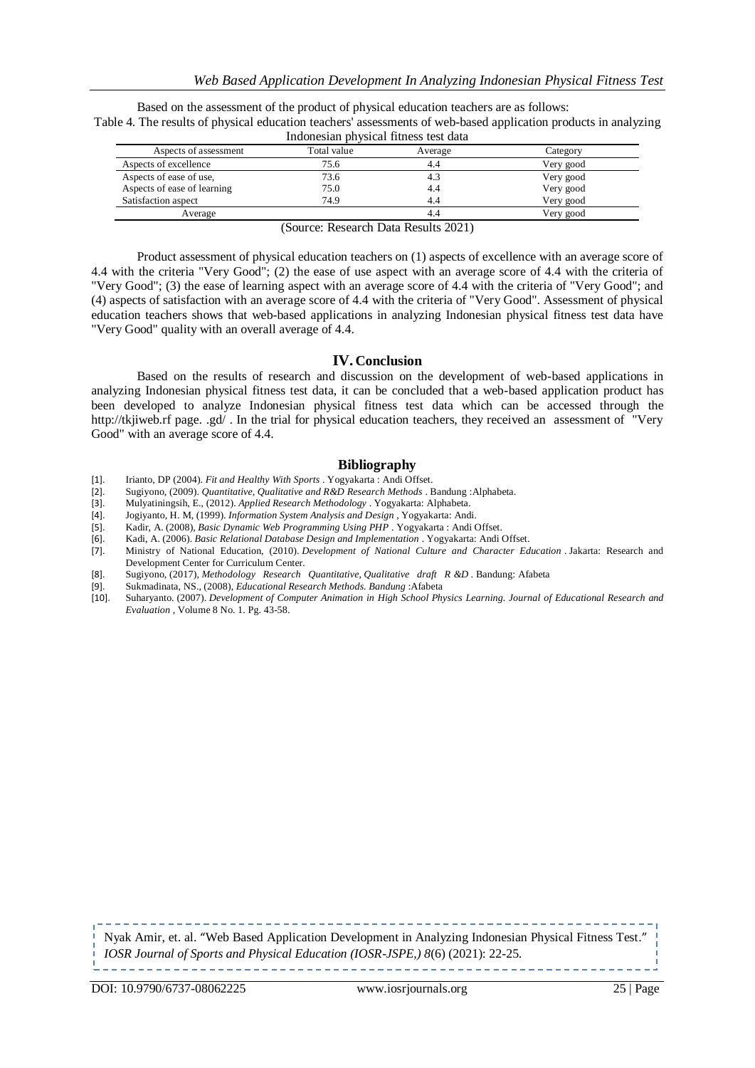Based on the assessment of the product of physical education teachers are as follows:

Table 4. The results of physical education teachers' assessments of web-based application products in analyzing Indonesian physical fitness test data

| Aspects of assessment | Total value | Average | Category |
|---|---|---|---|
| Aspects of excellence | 75.6 | 4.4 | Very good |
| Aspects of ease of use, | 73.6 | 4.3 | Very good |
| Aspects of ease of learning | 75.0 | 4.4 | Very good |
| Satisfaction aspect | 74.9 | 4.4 | Very good |
| Average | | 4.4 | Very good |

(Source: Research Data Results 2021)

Product assessment of physical education teachers on (1) aspects of excellence with an average score of 4.4 with the criteria "Very Good"; (2) the ease of use aspect with an average score of 4.4 with the criteria of "Very Good"; (3) the ease of learning aspect with an average score of 4.4 with the criteria of "Very Good"; and (4) aspects of satisfaction with an average score of 4.4 with the criteria of "Very Good". Assessment of physical education teachers shows that web-based applications in analyzing Indonesian physical fitness test data have "Very Good" quality with an overall average of 4.4.

## IV. Conclusion

Based on the results of research and discussion on the development of web-based applications in analyzing Indonesian physical fitness test data, it can be concluded that a web-based application product has been developed to analyze Indonesian physical fitness test data which can be accessed through the http://tkjiweb.rf page. .gd/ . In the trial for physical education teachers, they received an assessment of "Very Good" with an average score of 4.4.

## Bibliography

[1]. Irianto, DP (2004). *Fit and Healthy With Sports* . Yogyakarta : Andi Offset.
[2]. Sugiyono, (2009). *Quantitative, Qualitative and R&D Research Methods* . Bandung :Alphabeta.
[3]. Mulyatiningsih, E., (2012). *Applied Research Methodology* . Yogyakarta: Alphabeta.
[4]. Jogiyanto, H. M, (1999). *Information System Analysis and Design* , Yogyakarta: Andi.
[5]. Kadir, A. (2008), *Basic Dynamic Web Programming Using PHP* . Yogyakarta : Andi Offset.
[6]. Kadi, A. (2006). *Basic Relational Database Design and Implementation* . Yogyakarta: Andi Offset.
[7]. Ministry of National Education, (2010). *Development of National Culture and Character Education* . Jakarta: Research and Development Center for Curriculum Center.
[8]. Sugiyono, (2017), *Methodology Research Quantitative, Qualitative draft R &D* . Bandung: Afabeta
[9]. Sukmadinata, NS., (2008), *Educational Research Methods. Bandung* :Afabeta
[10]. Suharyanto. (2007). *Development of Computer Animation in High School Physics Learning. Journal of Educational Research and Evaluation* , Volume 8 No. 1. Pg. 43-58.

Nyak Amir, et. al. "Web Based Application Development in Analyzing Indonesian Physical Fitness Test." *IOSR Journal of Sports and Physical Education (IOSR-JSPE,) 8*(6) (2021): 22-25.